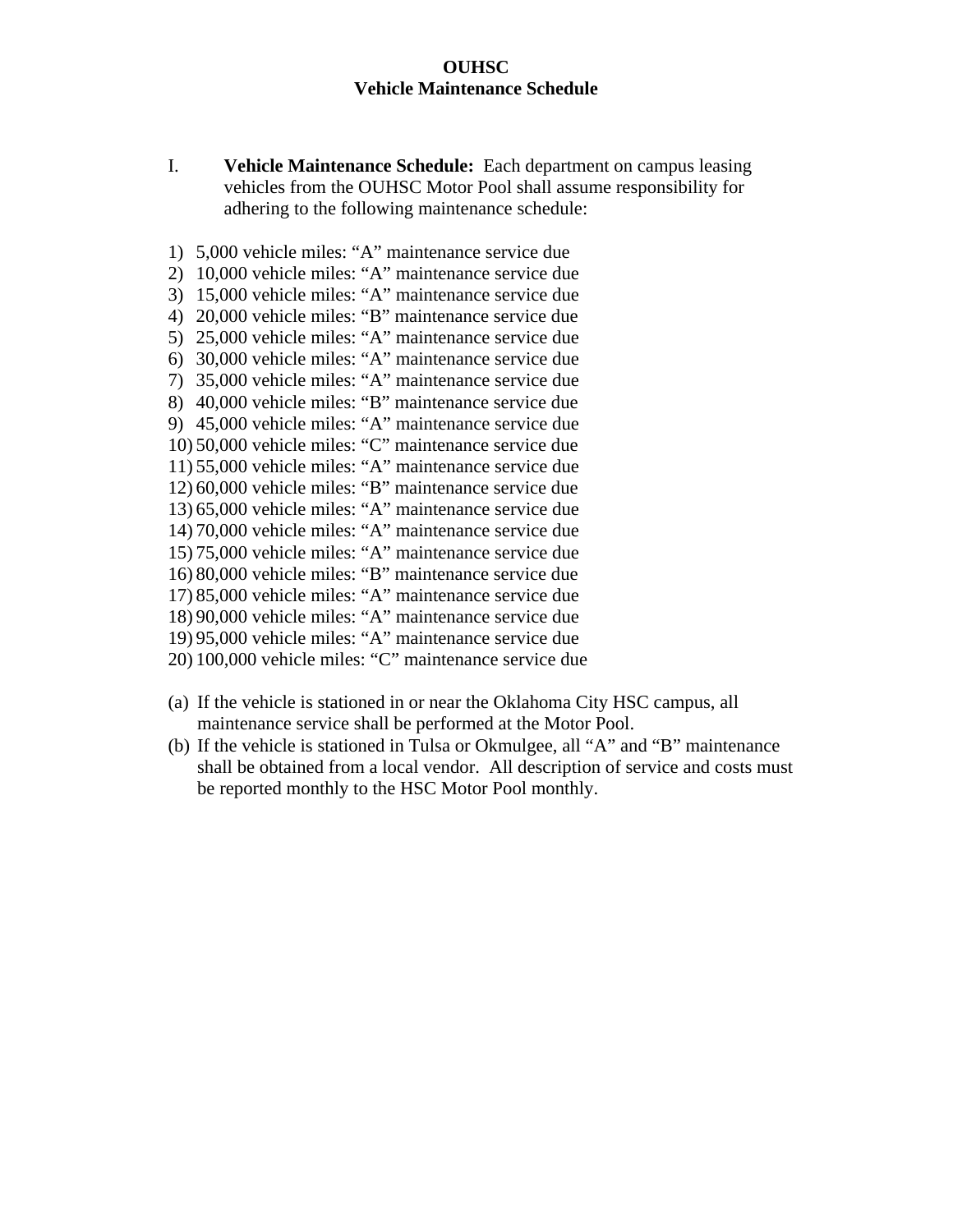# OUHSC
## Vehicle Maintenance Schedule

I. **Vehicle Maintenance Schedule:** Each department on campus leasing vehicles from the OUHSC Motor Pool shall assume responsibility for adhering to the following maintenance schedule:

1) 5,000 vehicle miles: "A" maintenance service due
2) 10,000 vehicle miles: "A" maintenance service due
3) 15,000 vehicle miles: "A" maintenance service due
4) 20,000 vehicle miles: "B" maintenance service due
5) 25,000 vehicle miles: "A" maintenance service due
6) 30,000 vehicle miles: "A" maintenance service due
7) 35,000 vehicle miles: "A" maintenance service due
8) 40,000 vehicle miles: "B" maintenance service due
9) 45,000 vehicle miles: "A" maintenance service due
10) 50,000 vehicle miles: "C" maintenance service due
11) 55,000 vehicle miles: "A" maintenance service due
12) 60,000 vehicle miles: "B" maintenance service due
13) 65,000 vehicle miles: "A" maintenance service due
14) 70,000 vehicle miles: "A" maintenance service due
15) 75,000 vehicle miles: "A" maintenance service due
16) 80,000 vehicle miles: "B" maintenance service due
17) 85,000 vehicle miles: "A" maintenance service due
18) 90,000 vehicle miles: "A" maintenance service due
19) 95,000 vehicle miles: "A" maintenance service due
20) 100,000 vehicle miles: "C" maintenance service due

(a) If the vehicle is stationed in or near the Oklahoma City HSC campus, all maintenance service shall be performed at the Motor Pool.

(b) If the vehicle is stationed in Tulsa or Okmulgee, all "A" and "B" maintenance shall be obtained from a local vendor. All description of service and costs must be reported monthly to the HSC Motor Pool monthly.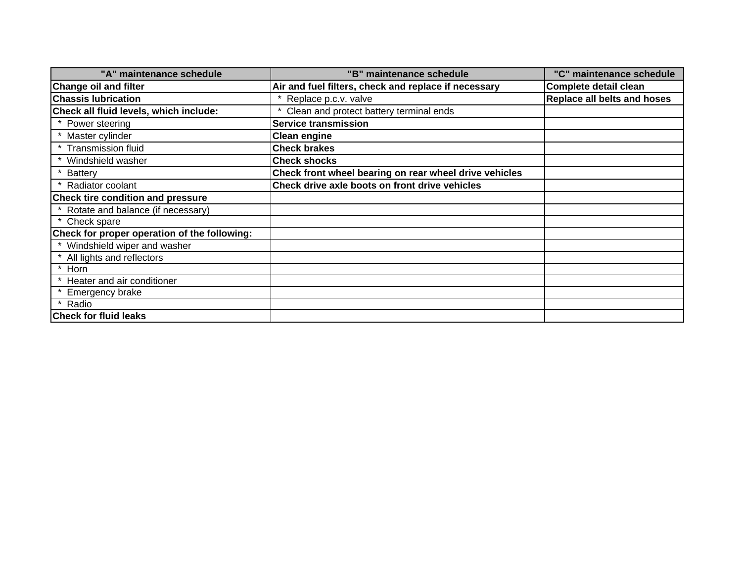| "A" maintenance schedule | "B" maintenance schedule | "C" maintenance schedule |
|---|---|---|
| **Change oil and filter** | **Air and fuel filters, check and replace if necessary** | **Complete detail clean** |
| **Chassis lubrication** | * Replace p.c.v. valve | **Replace all belts and hoses** |
| **Check all fluid levels, which include:** | * Clean and protect battery terminal ends | |
| * Power steering | **Service transmission** | |
| * Master cylinder | **Clean engine** | |
| * Transmission fluid | **Check brakes** | |
| * Windshield washer | **Check shocks** | |
| * Battery | **Check front wheel bearing on rear wheel drive vehicles** | |
| * Radiator coolant | **Check drive axle boots on front drive vehicles** | |
| **Check tire condition and pressure** | | |
| * Rotate and balance (if necessary) | | |
| * Check spare | | |
| **Check for proper operation of the following:** | | |
| * Windshield wiper and washer | | |
| * All lights and reflectors | | |
| * Horn | | |
| * Heater and air conditioner | | |
| * Emergency brake | | |
| * Radio | | |
| **Check for fluid leaks** | | |